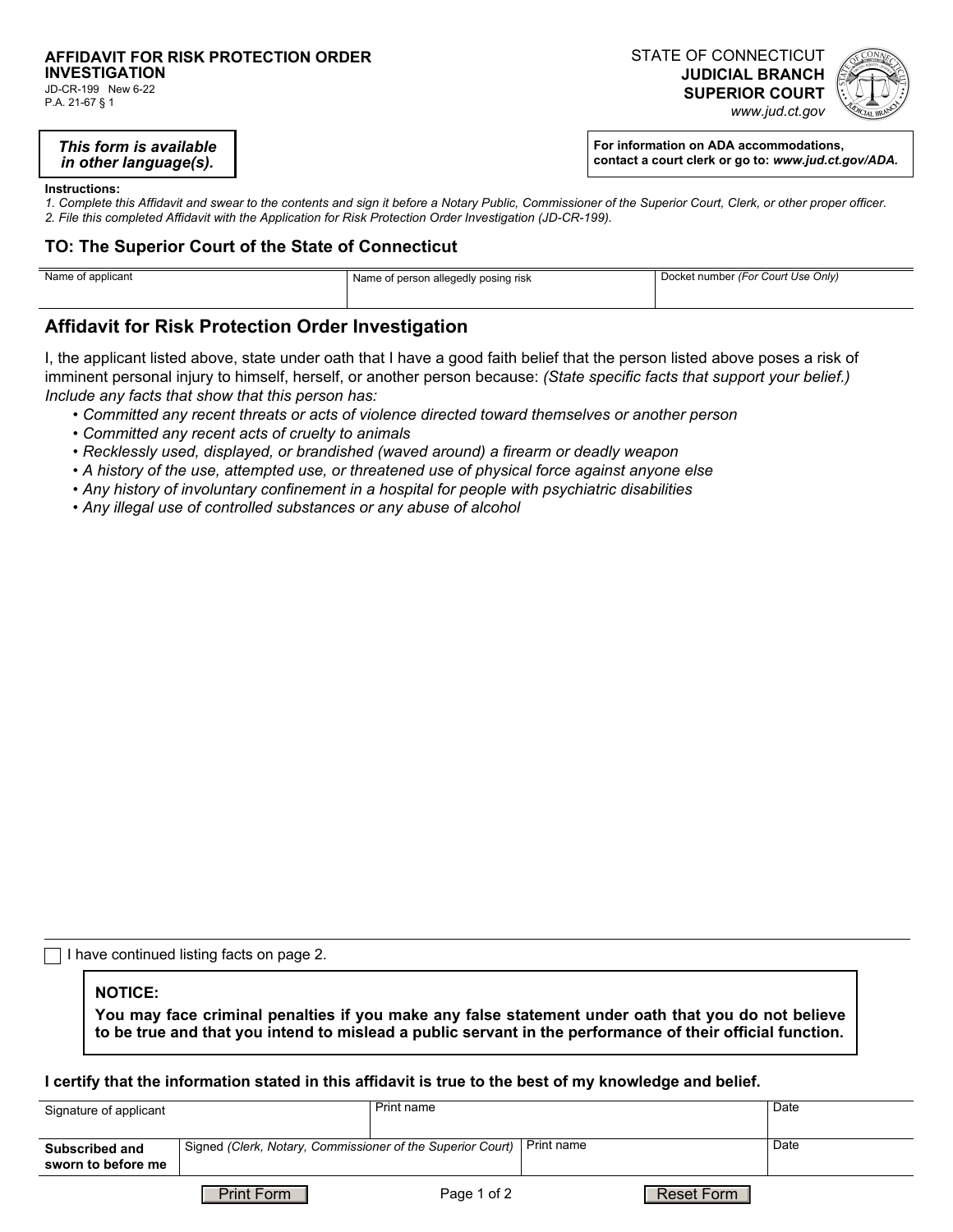**AFFIDAVIT FOR RISK PROTECTION ORDER INVESTIGATION**
JD-CR-199 New 6-22
P.A. 21-67 § 1

STATE OF CONNECTICUT
**JUDICIAL BRANCH**
**SUPERIOR COURT**
*www.jud.ct.gov*

***This form is available in other language(s).***

**For information on ADA accommodations, contact a court clerk or go to: *www.jud.ct.gov/ADA.***

**Instructions:**
*1. Complete this Affidavit and swear to the contents and sign it before a Notary Public, Commissioner of the Superior Court, Clerk, or other proper officer.*
*2. File this completed Affidavit with the Application for Risk Protection Order Investigation (JD-CR-199).*

## TO: The Superior Court of the State of Connecticut

| Name of applicant | Name of person allegedly posing risk | Docket number *(For Court Use Only)* |
| --- | --- | --- |
| | | |

## Affidavit for Risk Protection Order Investigation

I, the applicant listed above, state under oath that I have a good faith belief that the person listed above poses a risk of imminent personal injury to himself, herself, or another person because: *(State specific facts that support your belief.) Include any facts that show that this person has:*

- *Committed any recent threats or acts of violence directed toward themselves or another person*
- *Committed any recent acts of cruelty to animals*
- *Recklessly used, displayed, or brandished (waved around) a firearm or deadly weapon*
- *A history of the use, attempted use, or threatened use of physical force against anyone else*
- *Any history of involuntary confinement in a hospital for people with psychiatric disabilities*
- *Any illegal use of controlled substances or any abuse of alcohol*

☐ I have continued listing facts on page 2.

**NOTICE:**
**You may face criminal penalties if you make any false statement under oath that you do not believe to be true and that you intend to mislead a public servant in the performance of their official function.**

**I certify that the information stated in this affidavit is true to the best of my knowledge and belief.**

| Signature of applicant | | Print name | Date |
| --- | --- | --- | --- |
| **Subscribed and sworn to before me** | Signed *(Clerk, Notary, Commissioner of the Superior Court)* | Print name | Date |

Print Form | Reset Form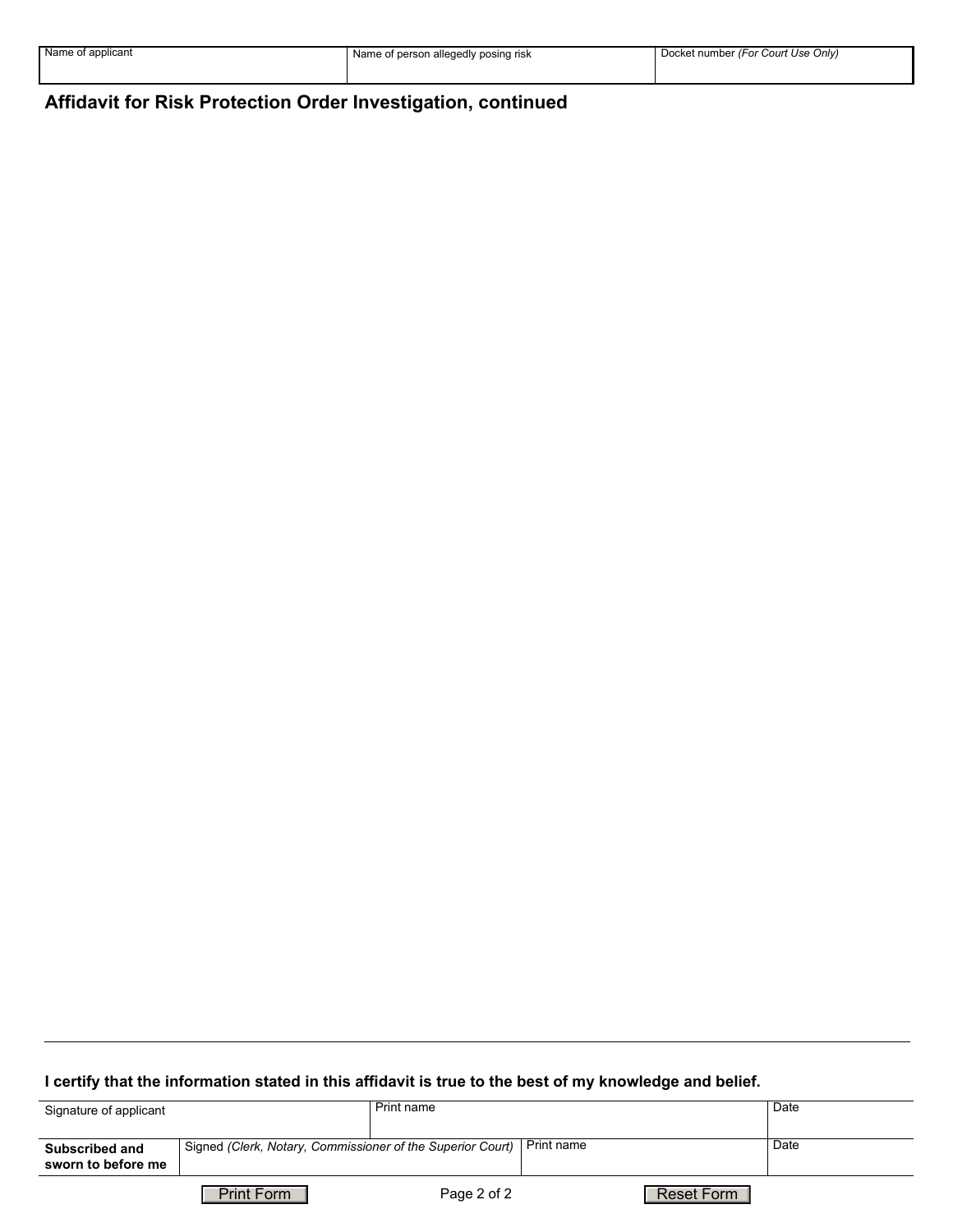| Name of applicant | Name of person allegedly posing risk | Docket number *(For Court Use Only)* |
| --- | --- | --- |
| | | |

## Affidavit for Risk Protection Order Investigation, continued

**I certify that the information stated in this affidavit is true to the best of my knowledge and belief.**

| Signature of applicant | | Print name | | Date |
| --- | --- | --- | --- | --- |
| **Subscribed and sworn to before me** | Signed *(Clerk, Notary, Commissioner of the Superior Court)* | | Print name | Date |

Print Form

Reset Form